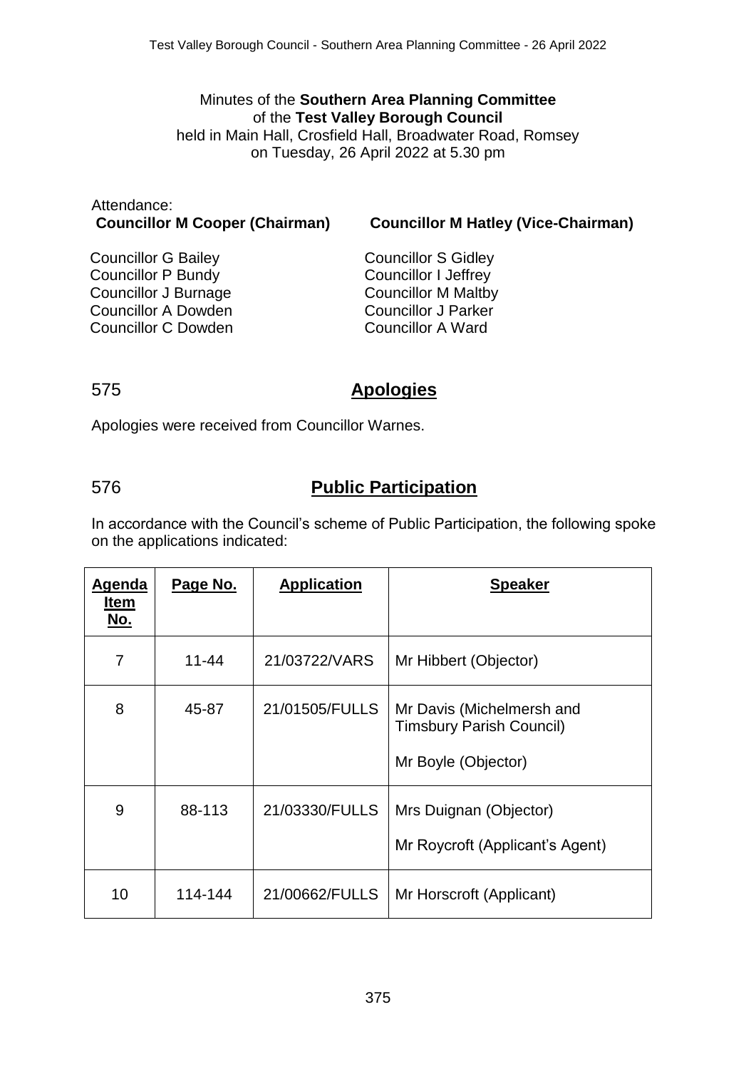Minutes of the **Southern Area Planning Committee**
of the **Test Valley Borough Council**
held in Main Hall, Crosfield Hall, Broadwater Road, Romsey
on Tuesday, 26 April 2022 at 5.30 pm

Attendance:

**Councillor M Cooper (Chairman)** **Councillor M Hatley (Vice-Chairman)**

Councillor G Bailey
Councillor P Bundy
Councillor J Burnage
Councillor A Dowden
Councillor C Dowden
Councillor S Gidley
Councillor I Jeffrey
Councillor M Maltby
Councillor J Parker
Councillor A Ward

## 575 Apologies

Apologies were received from Councillor Warnes.

## 576 Public Participation

In accordance with the Council's scheme of Public Participation, the following spoke on the applications indicated:

| Agenda Item No. | Page No. | Application | Speaker |
|---|---|---|---|
| 7 | 11-44 | 21/03722/VARS | Mr Hibbert (Objector) |
| 8 | 45-87 | 21/01505/FULLS | Mr Davis (Michelmersh and Timsbury Parish Council)<br><br>Mr Boyle (Objector) |
| 9 | 88-113 | 21/03330/FULLS | Mrs Duignan (Objector)<br><br>Mr Roycroft (Applicant's Agent) |
| 10 | 114-144 | 21/00662/FULLS | Mr Horscroft (Applicant) |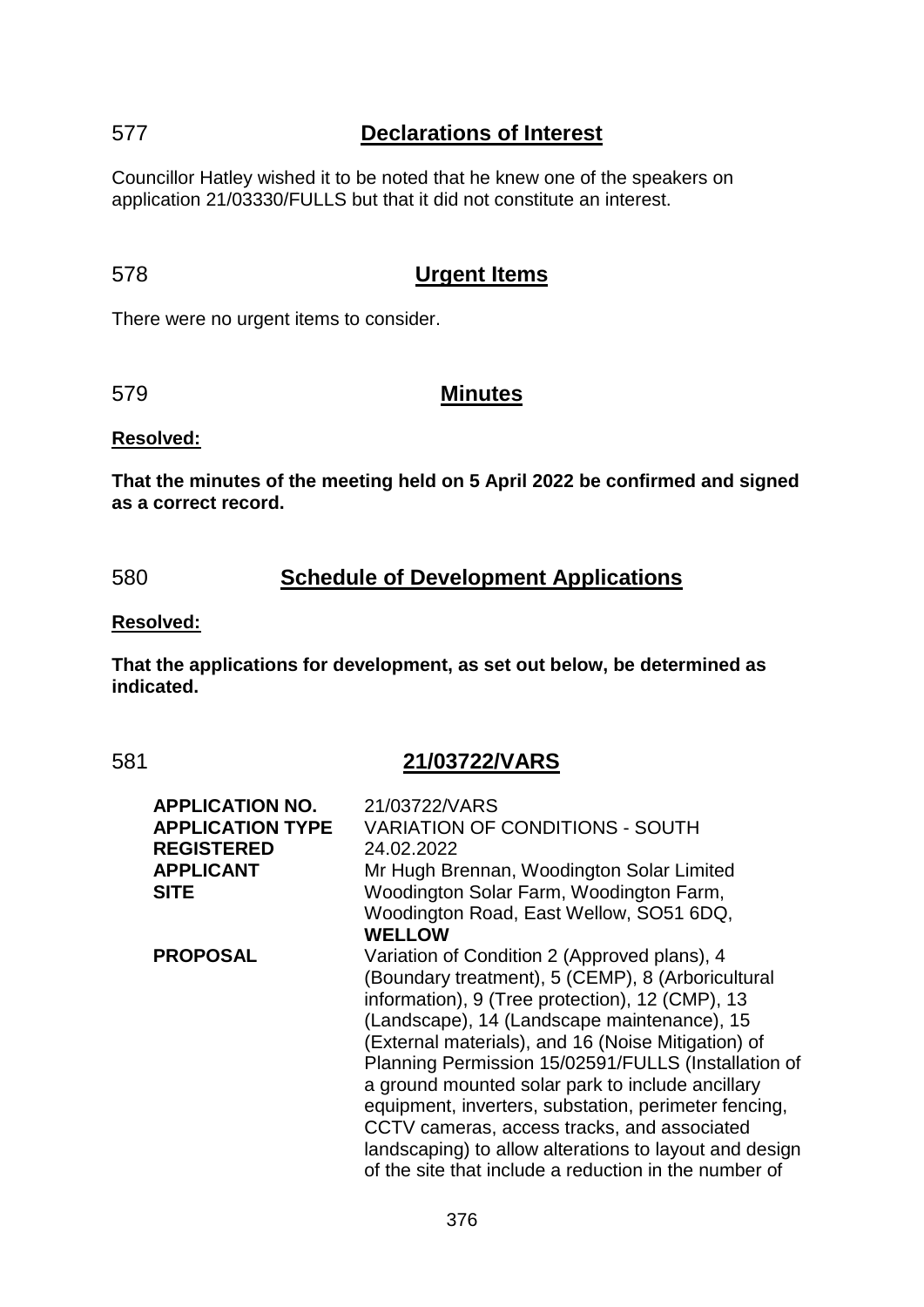## 577 **Declarations of Interest**

Councillor Hatley wished it to be noted that he knew one of the speakers on application 21/03330/FULLS but that it did not constitute an interest.

## 578 **Urgent Items**

There were no urgent items to consider.

## 579 **Minutes**

**Resolved:**

**That the minutes of the meeting held on 5 April 2022 be confirmed and signed as a correct record.**

## 580 **Schedule of Development Applications**

**Resolved:**

**That the applications for development, as set out below, be determined as indicated.**

## 581 **21/03722/VARS**

| | |
|---|---|
| **APPLICATION NO.** | 21/03722/VARS |
| **APPLICATION TYPE** | VARIATION OF CONDITIONS - SOUTH |
| **REGISTERED** | 24.02.2022 |
| **APPLICANT** | Mr Hugh Brennan, Woodington Solar Limited |
| **SITE** | Woodington Solar Farm, Woodington Farm, Woodington Road, East Wellow, SO51 6DQ, **WELLOW** |
| **PROPOSAL** | Variation of Condition 2 (Approved plans), 4 (Boundary treatment), 5 (CEMP), 8 (Arboricultural information), 9 (Tree protection), 12 (CMP), 13 (Landscape), 14 (Landscape maintenance), 15 (External materials), and 16 (Noise Mitigation) of Planning Permission 15/02591/FULLS (Installation of a ground mounted solar park to include ancillary equipment, inverters, substation, perimeter fencing, CCTV cameras, access tracks, and associated landscaping) to allow alterations to layout and design of the site that include a reduction in the number of |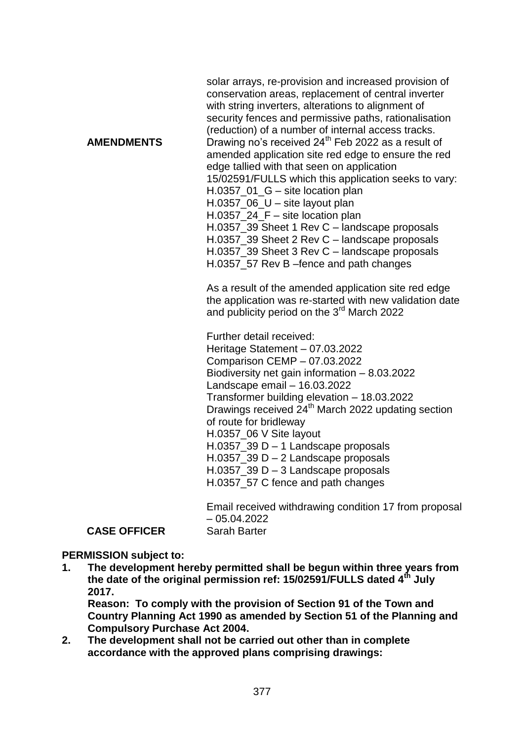| | |
|---|---|
| | solar arrays, re-provision and increased provision of conservation areas, replacement of central inverter with string inverters, alterations to alignment of security fences and permissive paths, rationalisation (reduction) of a number of internal access tracks. |
| **AMENDMENTS** | Drawing no's received 24th Feb 2022 as a result of amended application site red edge to ensure the red edge tallied with that seen on application 15/02591/FULLS which this application seeks to vary:<br>H.0357_01_G – site location plan<br>H.0357_06_U – site layout plan<br>H.0357_24_F – site location plan<br>H.0357_39 Sheet 1 Rev C – landscape proposals<br>H.0357_39 Sheet 2 Rev C – landscape proposals<br>H.0357_39 Sheet 3 Rev C – landscape proposals<br>H.0357_57 Rev B –fence and path changes<br><br>As a result of the amended application site red edge the application was re-started with new validation date and publicity period on the 3rd March 2022<br><br>Further detail received:<br>Heritage Statement – 07.03.2022<br>Comparison CEMP – 07.03.2022<br>Biodiversity net gain information – 8.03.2022<br>Landscape email – 16.03.2022<br>Transformer building elevation – 18.03.2022<br>Drawings received 24th March 2022 updating section of route for bridleway<br>H.0357_06 V Site layout<br>H.0357_39 D – 1 Landscape proposals<br>H.0357_39 D – 2 Landscape proposals<br>H.0357_39 D – 3 Landscape proposals<br>H.0357_57 C fence and path changes<br><br>Email received withdrawing condition 17 from proposal – 05.04.2022 |
| **CASE OFFICER** | Sarah Barter |

**PERMISSION subject to:**

1. **The development hereby permitted shall be begun within three years from the date of the original permission ref: 15/02591/FULLS dated 4th July 2017.**
   **Reason: To comply with the provision of Section 91 of the Town and Country Planning Act 1990 as amended by Section 51 of the Planning and Compulsory Purchase Act 2004.**
2. **The development shall not be carried out other than in complete accordance with the approved plans comprising drawings:**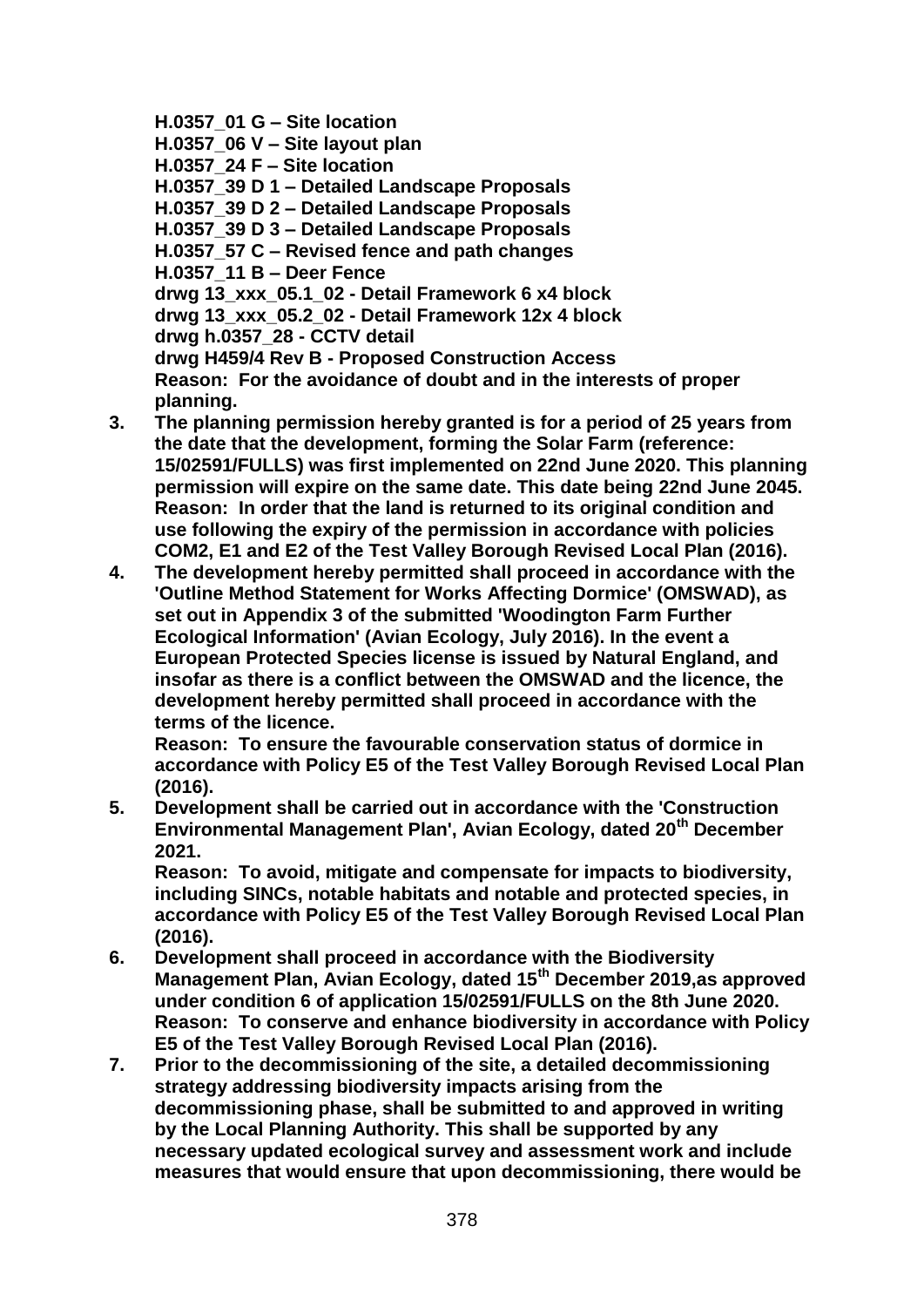**H.0357_01 G – Site location**
**H.0357_06 V – Site layout plan**
**H.0357_24 F – Site location**
**H.0357_39 D 1 – Detailed Landscape Proposals**
**H.0357_39 D 2 – Detailed Landscape Proposals**
**H.0357_39 D 3 – Detailed Landscape Proposals**
**H.0357_57 C – Revised fence and path changes**
**H.0357_11 B – Deer Fence**
**drwg 13_xxx_05.1_02 - Detail Framework 6 x4 block**
**drwg 13_xxx_05.2_02 - Detail Framework 12x 4 block**
**drwg h.0357_28 - CCTV detail**
**drwg H459/4 Rev B - Proposed Construction Access**
**Reason: For the avoidance of doubt and in the interests of proper planning.**

3. **The planning permission hereby granted is for a period of 25 years from the date that the development, forming the Solar Farm (reference: 15/02591/FULLS) was first implemented on 22nd June 2020. This planning permission will expire on the same date. This date being 22nd June 2045.**
   **Reason: In order that the land is returned to its original condition and use following the expiry of the permission in accordance with policies COM2, E1 and E2 of the Test Valley Borough Revised Local Plan (2016).**
4. **The development hereby permitted shall proceed in accordance with the 'Outline Method Statement for Works Affecting Dormice' (OMSWAD), as set out in Appendix 3 of the submitted 'Woodington Farm Further Ecological Information' (Avian Ecology, July 2016). In the event a European Protected Species license is issued by Natural England, and insofar as there is a conflict between the OMSWAD and the licence, the development hereby permitted shall proceed in accordance with the terms of the licence.**
   **Reason: To ensure the favourable conservation status of dormice in accordance with Policy E5 of the Test Valley Borough Revised Local Plan (2016).**
5. **Development shall be carried out in accordance with the 'Construction Environmental Management Plan', Avian Ecology, dated 20th December 2021.**
   **Reason: To avoid, mitigate and compensate for impacts to biodiversity, including SINCs, notable habitats and notable and protected species, in accordance with Policy E5 of the Test Valley Borough Revised Local Plan (2016).**
6. **Development shall proceed in accordance with the Biodiversity Management Plan, Avian Ecology, dated 15th December 2019,as approved under condition 6 of application 15/02591/FULLS on the 8th June 2020.**
   **Reason: To conserve and enhance biodiversity in accordance with Policy E5 of the Test Valley Borough Revised Local Plan (2016).**
7. **Prior to the decommissioning of the site, a detailed decommissioning strategy addressing biodiversity impacts arising from the decommissioning phase, shall be submitted to and approved in writing by the Local Planning Authority. This shall be supported by any necessary updated ecological survey and assessment work and include measures that would ensure that upon decommissioning, there would be**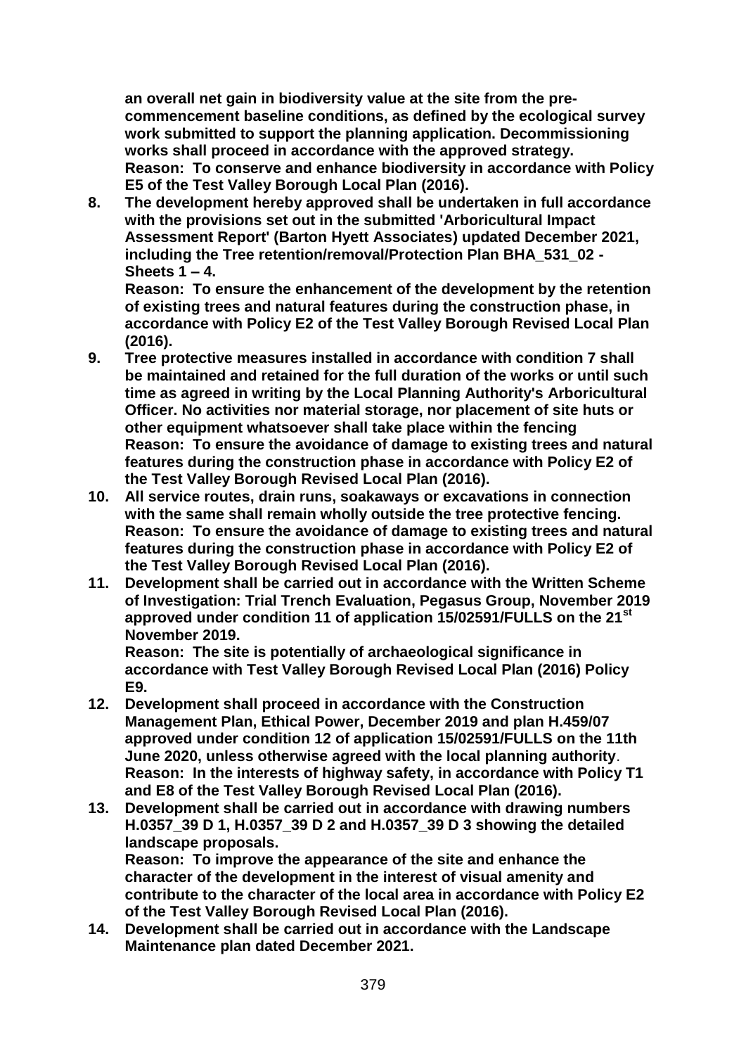**an overall net gain in biodiversity value at the site from the pre-commencement baseline conditions, as defined by the ecological survey work submitted to support the planning application. Decommissioning works shall proceed in accordance with the approved strategy.**
**Reason: To conserve and enhance biodiversity in accordance with Policy E5 of the Test Valley Borough Local Plan (2016).**

8. **The development hereby approved shall be undertaken in full accordance with the provisions set out in the submitted 'Arboricultural Impact Assessment Report' (Barton Hyett Associates) updated December 2021, including the Tree retention/removal/Protection Plan BHA_531_02 - Sheets 1 – 4.**
   **Reason: To ensure the enhancement of the development by the retention of existing trees and natural features during the construction phase, in accordance with Policy E2 of the Test Valley Borough Revised Local Plan (2016).**
9. **Tree protective measures installed in accordance with condition 7 shall be maintained and retained for the full duration of the works or until such time as agreed in writing by the Local Planning Authority's Arboricultural Officer. No activities nor material storage, nor placement of site huts or other equipment whatsoever shall take place within the fencing**
   **Reason: To ensure the avoidance of damage to existing trees and natural features during the construction phase in accordance with Policy E2 of the Test Valley Borough Revised Local Plan (2016).**
10. **All service routes, drain runs, soakaways or excavations in connection with the same shall remain wholly outside the tree protective fencing.**
    **Reason: To ensure the avoidance of damage to existing trees and natural features during the construction phase in accordance with Policy E2 of the Test Valley Borough Revised Local Plan (2016).**
11. **Development shall be carried out in accordance with the Written Scheme of Investigation: Trial Trench Evaluation, Pegasus Group, November 2019 approved under condition 11 of application 15/02591/FULLS on the 21st November 2019.**
    **Reason: The site is potentially of archaeological significance in accordance with Test Valley Borough Revised Local Plan (2016) Policy E9.**
12. **Development shall proceed in accordance with the Construction Management Plan, Ethical Power, December 2019 and plan H.459/07 approved under condition 12 of application 15/02591/FULLS on the 11th June 2020, unless otherwise agreed with the local planning authority**.
    **Reason: In the interests of highway safety, in accordance with Policy T1 and E8 of the Test Valley Borough Revised Local Plan (2016).**
13. **Development shall be carried out in accordance with drawing numbers H.0357_39 D 1, H.0357_39 D 2 and H.0357_39 D 3 showing the detailed landscape proposals.**
    **Reason: To improve the appearance of the site and enhance the character of the development in the interest of visual amenity and contribute to the character of the local area in accordance with Policy E2 of the Test Valley Borough Revised Local Plan (2016).**
14. **Development shall be carried out in accordance with the Landscape Maintenance plan dated December 2021.**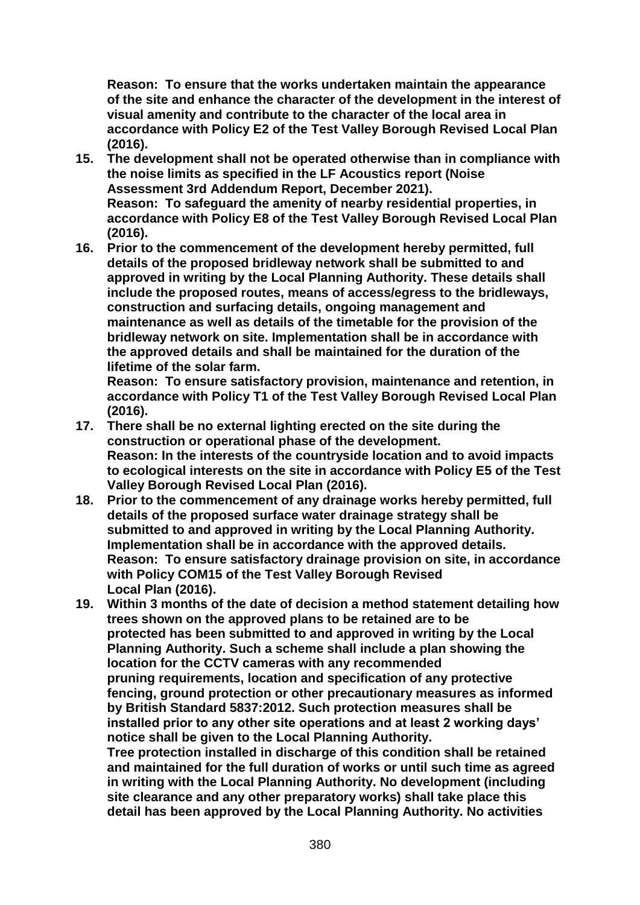**Reason: To ensure that the works undertaken maintain the appearance of the site and enhance the character of the development in the interest of visual amenity and contribute to the character of the local area in accordance with Policy E2 of the Test Valley Borough Revised Local Plan (2016).**

15. **The development shall not be operated otherwise than in compliance with the noise limits as specified in the LF Acoustics report (Noise Assessment 3rd Addendum Report, December 2021).**
    **Reason: To safeguard the amenity of nearby residential properties, in accordance with Policy E8 of the Test Valley Borough Revised Local Plan (2016).**
16. **Prior to the commencement of the development hereby permitted, full details of the proposed bridleway network shall be submitted to and approved in writing by the Local Planning Authority. These details shall include the proposed routes, means of access/egress to the bridleways, construction and surfacing details, ongoing management and maintenance as well as details of the timetable for the provision of the bridleway network on site. Implementation shall be in accordance with the approved details and shall be maintained for the duration of the lifetime of the solar farm.**
    **Reason: To ensure satisfactory provision, maintenance and retention, in accordance with Policy T1 of the Test Valley Borough Revised Local Plan (2016).**
17. **There shall be no external lighting erected on the site during the construction or operational phase of the development.**
    **Reason: In the interests of the countryside location and to avoid impacts to ecological interests on the site in accordance with Policy E5 of the Test Valley Borough Revised Local Plan (2016).**
18. **Prior to the commencement of any drainage works hereby permitted, full details of the proposed surface water drainage strategy shall be submitted to and approved in writing by the Local Planning Authority. Implementation shall be in accordance with the approved details.**
    **Reason: To ensure satisfactory drainage provision on site, in accordance with Policy COM15 of the Test Valley Borough Revised Local Plan (2016).**
19. **Within 3 months of the date of decision a method statement detailing how trees shown on the approved plans to be retained are to be protected has been submitted to and approved in writing by the Local Planning Authority. Such a scheme shall include a plan showing the location for the CCTV cameras with any recommended pruning requirements, location and specification of any protective fencing, ground protection or other precautionary measures as informed by British Standard 5837:2012. Such protection measures shall be installed prior to any other site operations and at least 2 working days' notice shall be given to the Local Planning Authority.**
    **Tree protection installed in discharge of this condition shall be retained and maintained for the full duration of works or until such time as agreed in writing with the Local Planning Authority. No development (including site clearance and any other preparatory works) shall take place this detail has been approved by the Local Planning Authority. No activities**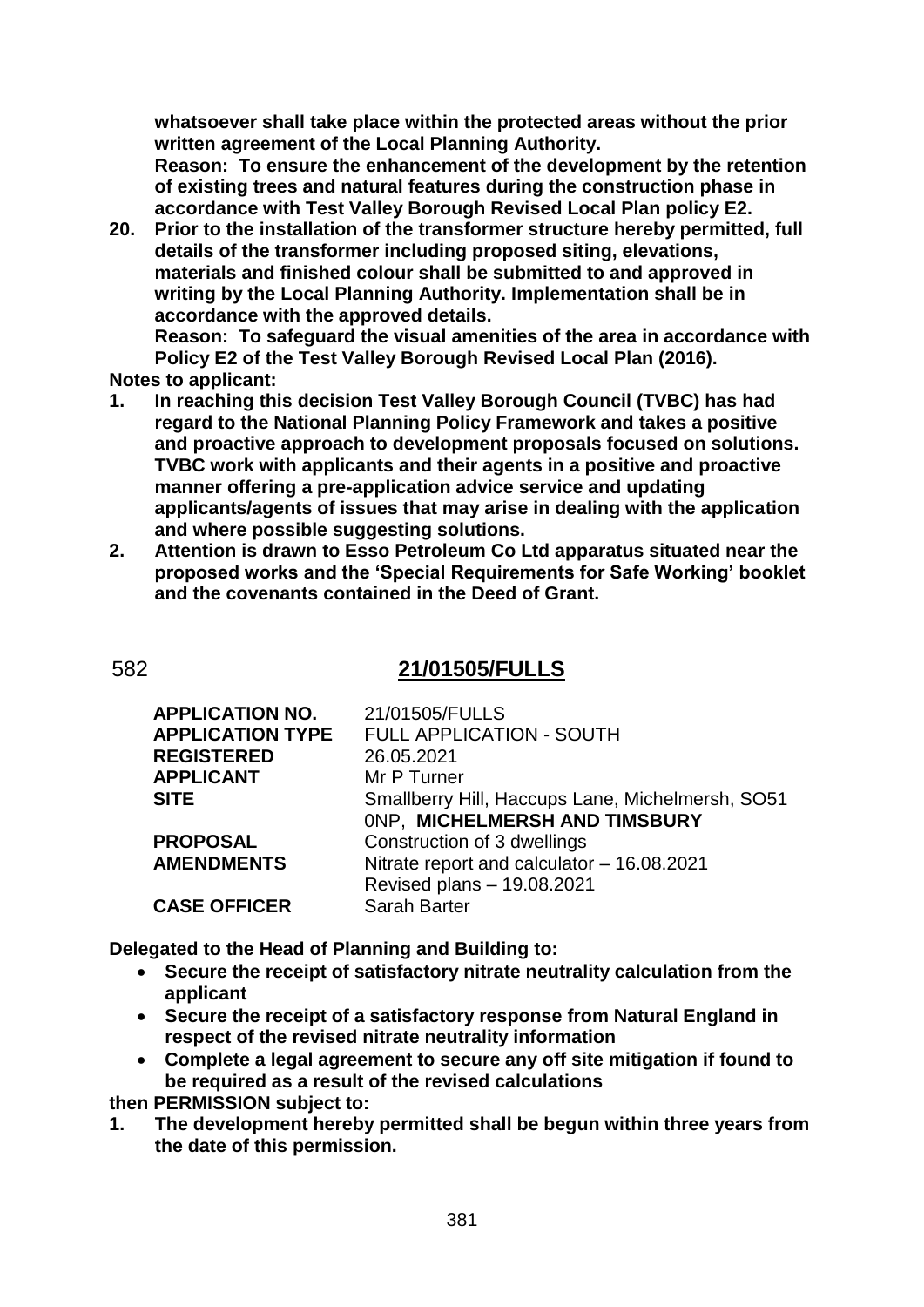**whatsoever shall take place within the protected areas without the prior written agreement of the Local Planning Authority.**
**Reason: To ensure the enhancement of the development by the retention of existing trees and natural features during the construction phase in accordance with Test Valley Borough Revised Local Plan policy E2.**

20. **Prior to the installation of the transformer structure hereby permitted, full details of the transformer including proposed siting, elevations, materials and finished colour shall be submitted to and approved in writing by the Local Planning Authority. Implementation shall be in accordance with the approved details.**
**Reason: To safeguard the visual amenities of the area in accordance with Policy E2 of the Test Valley Borough Revised Local Plan (2016).**

**Notes to applicant:**

1. **In reaching this decision Test Valley Borough Council (TVBC) has had regard to the National Planning Policy Framework and takes a positive and proactive approach to development proposals focused on solutions. TVBC work with applicants and their agents in a positive and proactive manner offering a pre-application advice service and updating applicants/agents of issues that may arise in dealing with the application and where possible suggesting solutions.**
2. **Attention is drawn to Esso Petroleum Co Ltd apparatus situated near the proposed works and the 'Special Requirements for Safe Working' booklet and the covenants contained in the Deed of Grant.**

582

## 21/01505/FULLS

| | |
|---|---|
| **APPLICATION NO.** | 21/01505/FULLS |
| **APPLICATION TYPE** | FULL APPLICATION - SOUTH |
| **REGISTERED** | 26.05.2021 |
| **APPLICANT** | Mr P Turner |
| **SITE** | Smallberry Hill, Haccups Lane, Michelmersh, SO51 0NP, **MICHELMERSH AND TIMSBURY** |
| **PROPOSAL** | Construction of 3 dwellings |
| **AMENDMENTS** | Nitrate report and calculator – 16.08.2021<br>Revised plans – 19.08.2021 |
| **CASE OFFICER** | Sarah Barter |

**Delegated to the Head of Planning and Building to:**

- **Secure the receipt of satisfactory nitrate neutrality calculation from the applicant**
- **Secure the receipt of a satisfactory response from Natural England in respect of the revised nitrate neutrality information**
- **Complete a legal agreement to secure any off site mitigation if found to be required as a result of the revised calculations**

**then PERMISSION subject to:**

1. **The development hereby permitted shall be begun within three years from the date of this permission.**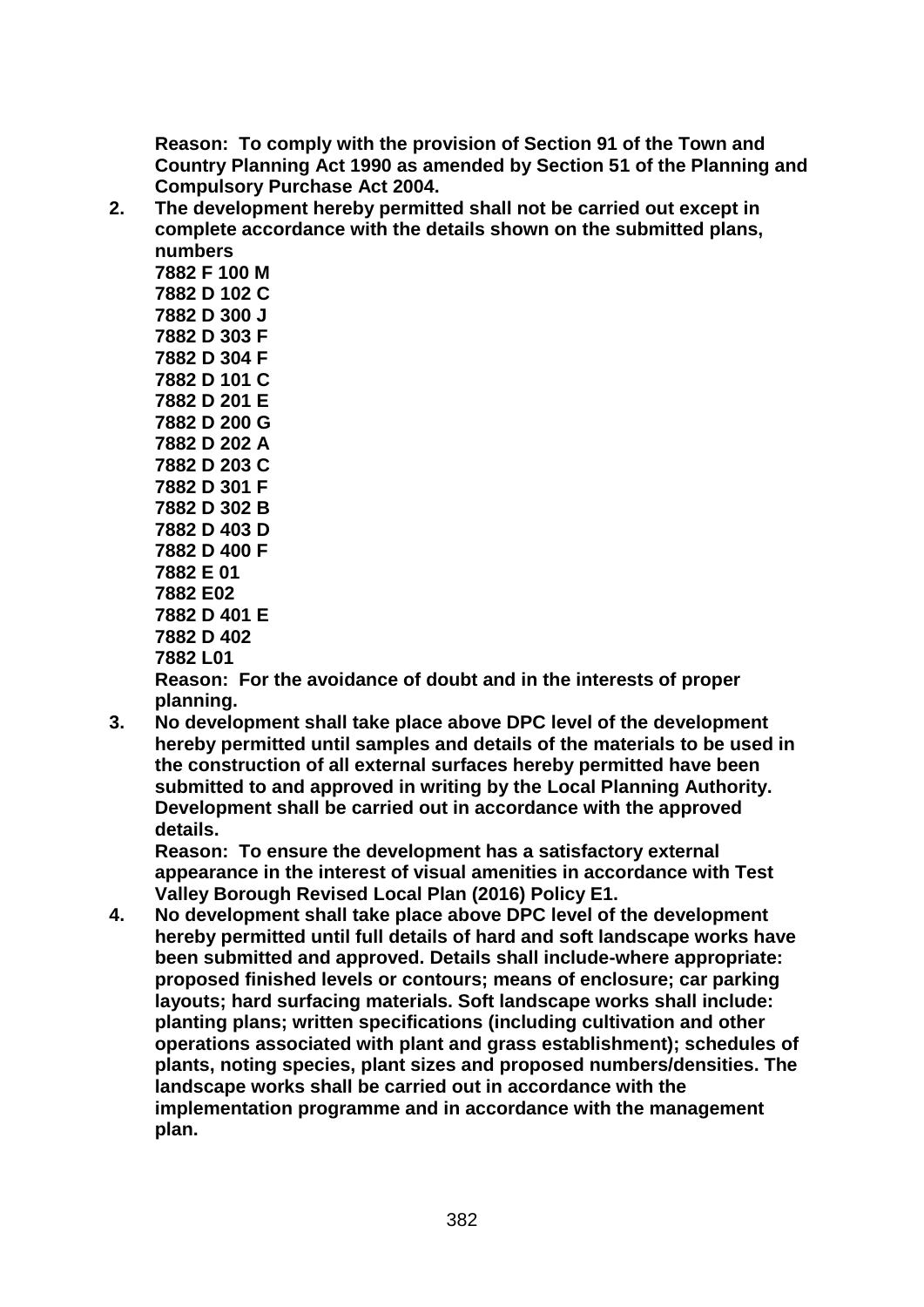**Reason: To comply with the provision of Section 91 of the Town and Country Planning Act 1990 as amended by Section 51 of the Planning and Compulsory Purchase Act 2004.**

2. **The development hereby permitted shall not be carried out except in complete accordance with the details shown on the submitted plans, numbers**
   **7882 F 100 M**
   **7882 D 102 C**
   **7882 D 300 J**
   **7882 D 303 F**
   **7882 D 304 F**
   **7882 D 101 C**
   **7882 D 201 E**
   **7882 D 200 G**
   **7882 D 202 A**
   **7882 D 203 C**
   **7882 D 301 F**
   **7882 D 302 B**
   **7882 D 403 D**
   **7882 D 400 F**
   **7882 E 01**
   **7882 E02**
   **7882 D 401 E**
   **7882 D 402**
   **7882 L01**
   **Reason: For the avoidance of doubt and in the interests of proper planning.**

3. **No development shall take place above DPC level of the development hereby permitted until samples and details of the materials to be used in the construction of all external surfaces hereby permitted have been submitted to and approved in writing by the Local Planning Authority. Development shall be carried out in accordance with the approved details.**
   **Reason: To ensure the development has a satisfactory external appearance in the interest of visual amenities in accordance with Test Valley Borough Revised Local Plan (2016) Policy E1.**

4. **No development shall take place above DPC level of the development hereby permitted until full details of hard and soft landscape works have been submitted and approved. Details shall include-where appropriate: proposed finished levels or contours; means of enclosure; car parking layouts; hard surfacing materials. Soft landscape works shall include: planting plans; written specifications (including cultivation and other operations associated with plant and grass establishment); schedules of plants, noting species, plant sizes and proposed numbers/densities. The landscape works shall be carried out in accordance with the implementation programme and in accordance with the management plan.**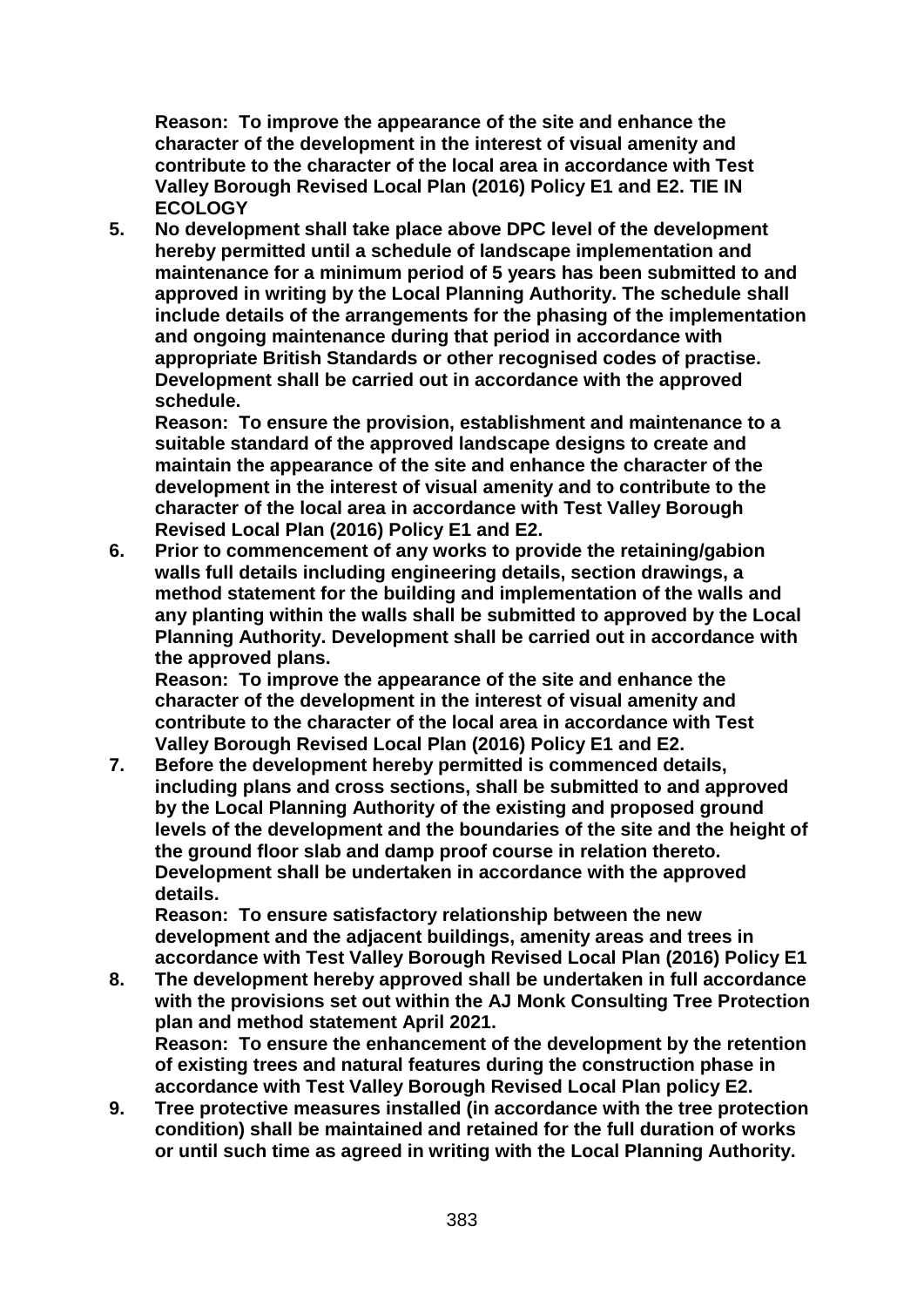**Reason: To improve the appearance of the site and enhance the character of the development in the interest of visual amenity and contribute to the character of the local area in accordance with Test Valley Borough Revised Local Plan (2016) Policy E1 and E2. TIE IN ECOLOGY**

5. **No development shall take place above DPC level of the development hereby permitted until a schedule of landscape implementation and maintenance for a minimum period of 5 years has been submitted to and approved in writing by the Local Planning Authority. The schedule shall include details of the arrangements for the phasing of the implementation and ongoing maintenance during that period in accordance with appropriate British Standards or other recognised codes of practise. Development shall be carried out in accordance with the approved schedule.**
   **Reason: To ensure the provision, establishment and maintenance to a suitable standard of the approved landscape designs to create and maintain the appearance of the site and enhance the character of the development in the interest of visual amenity and to contribute to the character of the local area in accordance with Test Valley Borough Revised Local Plan (2016) Policy E1 and E2.**
6. **Prior to commencement of any works to provide the retaining/gabion walls full details including engineering details, section drawings, a method statement for the building and implementation of the walls and any planting within the walls shall be submitted to approved by the Local Planning Authority. Development shall be carried out in accordance with the approved plans.**
   **Reason: To improve the appearance of the site and enhance the character of the development in the interest of visual amenity and contribute to the character of the local area in accordance with Test Valley Borough Revised Local Plan (2016) Policy E1 and E2.**
7. **Before the development hereby permitted is commenced details, including plans and cross sections, shall be submitted to and approved by the Local Planning Authority of the existing and proposed ground levels of the development and the boundaries of the site and the height of the ground floor slab and damp proof course in relation thereto. Development shall be undertaken in accordance with the approved details.**
   **Reason: To ensure satisfactory relationship between the new development and the adjacent buildings, amenity areas and trees in accordance with Test Valley Borough Revised Local Plan (2016) Policy E1**
8. **The development hereby approved shall be undertaken in full accordance with the provisions set out within the AJ Monk Consulting Tree Protection plan and method statement April 2021.**
   **Reason: To ensure the enhancement of the development by the retention of existing trees and natural features during the construction phase in accordance with Test Valley Borough Revised Local Plan policy E2.**
9. **Tree protective measures installed (in accordance with the tree protection condition) shall be maintained and retained for the full duration of works or until such time as agreed in writing with the Local Planning Authority.**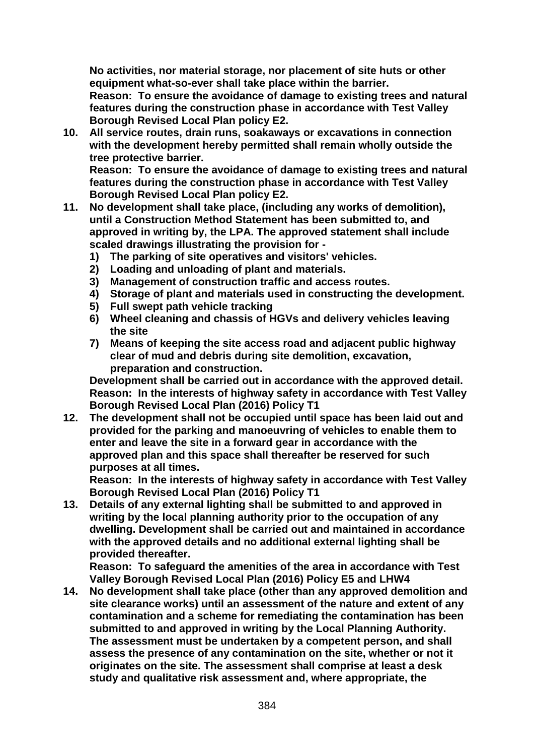**No activities, nor material storage, nor placement of site huts or other equipment what-so-ever shall take place within the barrier.**
**Reason: To ensure the avoidance of damage to existing trees and natural features during the construction phase in accordance with Test Valley Borough Revised Local Plan policy E2.**

10. **All service routes, drain runs, soakaways or excavations in connection with the development hereby permitted shall remain wholly outside the tree protective barrier.**
    **Reason: To ensure the avoidance of damage to existing trees and natural features during the construction phase in accordance with Test Valley Borough Revised Local Plan policy E2.**
11. **No development shall take place, (including any works of demolition), until a Construction Method Statement has been submitted to, and approved in writing by, the LPA. The approved statement shall include scaled drawings illustrating the provision for -**
    1) **The parking of site operatives and visitors' vehicles.**
    2) **Loading and unloading of plant and materials.**
    3) **Management of construction traffic and access routes.**
    4) **Storage of plant and materials used in constructing the development.**
    5) **Full swept path vehicle tracking**
    6) **Wheel cleaning and chassis of HGVs and delivery vehicles leaving the site**
    7) **Means of keeping the site access road and adjacent public highway clear of mud and debris during site demolition, excavation, preparation and construction.**

    **Development shall be carried out in accordance with the approved detail.**
    **Reason: In the interests of highway safety in accordance with Test Valley Borough Revised Local Plan (2016) Policy T1**
12. **The development shall not be occupied until space has been laid out and provided for the parking and manoeuvring of vehicles to enable them to enter and leave the site in a forward gear in accordance with the approved plan and this space shall thereafter be reserved for such purposes at all times.**
    **Reason: In the interests of highway safety in accordance with Test Valley Borough Revised Local Plan (2016) Policy T1**
13. **Details of any external lighting shall be submitted to and approved in writing by the local planning authority prior to the occupation of any dwelling. Development shall be carried out and maintained in accordance with the approved details and no additional external lighting shall be provided thereafter.**
    **Reason: To safeguard the amenities of the area in accordance with Test Valley Borough Revised Local Plan (2016) Policy E5 and LHW4**
14. **No development shall take place (other than any approved demolition and site clearance works) until an assessment of the nature and extent of any contamination and a scheme for remediating the contamination has been submitted to and approved in writing by the Local Planning Authority. The assessment must be undertaken by a competent person, and shall assess the presence of any contamination on the site, whether or not it originates on the site. The assessment shall comprise at least a desk study and qualitative risk assessment and, where appropriate, the**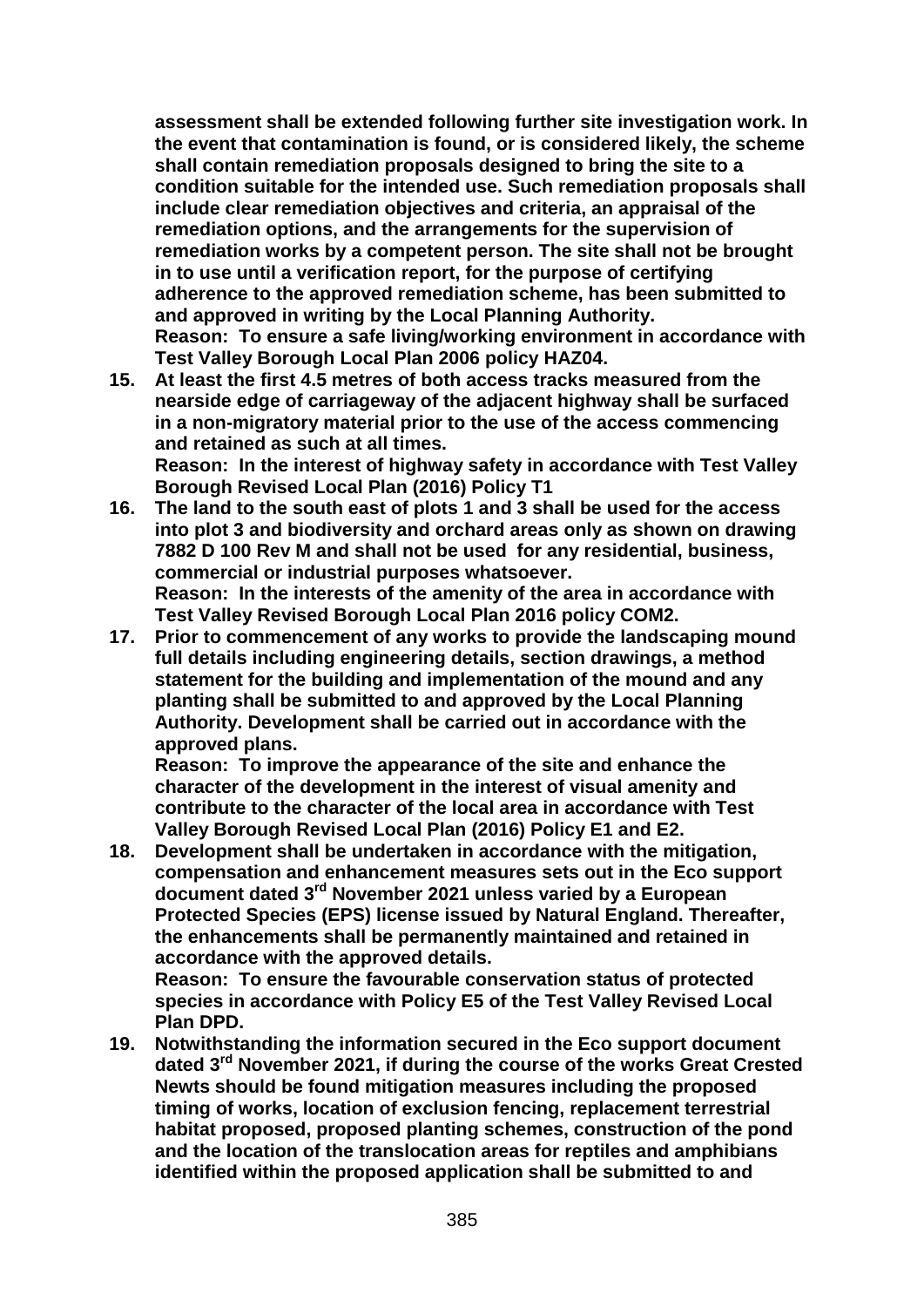**assessment shall be extended following further site investigation work. In the event that contamination is found, or is considered likely, the scheme shall contain remediation proposals designed to bring the site to a condition suitable for the intended use. Such remediation proposals shall include clear remediation objectives and criteria, an appraisal of the remediation options, and the arrangements for the supervision of remediation works by a competent person. The site shall not be brought in to use until a verification report, for the purpose of certifying adherence to the approved remediation scheme, has been submitted to and approved in writing by the Local Planning Authority.**
**Reason: To ensure a safe living/working environment in accordance with Test Valley Borough Local Plan 2006 policy HAZ04.**

15. **At least the first 4.5 metres of both access tracks measured from the nearside edge of carriageway of the adjacent highway shall be surfaced in a non-migratory material prior to the use of the access commencing and retained as such at all times.**
**Reason: In the interest of highway safety in accordance with Test Valley Borough Revised Local Plan (2016) Policy T1**

16. **The land to the south east of plots 1 and 3 shall be used for the access into plot 3 and biodiversity and orchard areas only as shown on drawing 7882 D 100 Rev M and shall not be used for any residential, business, commercial or industrial purposes whatsoever.**
**Reason: In the interests of the amenity of the area in accordance with Test Valley Revised Borough Local Plan 2016 policy COM2.**

17. **Prior to commencement of any works to provide the landscaping mound full details including engineering details, section drawings, a method statement for the building and implementation of the mound and any planting shall be submitted to and approved by the Local Planning Authority. Development shall be carried out in accordance with the approved plans.**
**Reason: To improve the appearance of the site and enhance the character of the development in the interest of visual amenity and contribute to the character of the local area in accordance with Test Valley Borough Revised Local Plan (2016) Policy E1 and E2.**

18. **Development shall be undertaken in accordance with the mitigation, compensation and enhancement measures sets out in the Eco support document dated 3rd November 2021 unless varied by a European Protected Species (EPS) license issued by Natural England. Thereafter, the enhancements shall be permanently maintained and retained in accordance with the approved details.**
**Reason: To ensure the favourable conservation status of protected species in accordance with Policy E5 of the Test Valley Revised Local Plan DPD.**

19. **Notwithstanding the information secured in the Eco support document dated 3rd November 2021, if during the course of the works Great Crested Newts should be found mitigation measures including the proposed timing of works, location of exclusion fencing, replacement terrestrial habitat proposed, proposed planting schemes, construction of the pond and the location of the translocation areas for reptiles and amphibians identified within the proposed application shall be submitted to and**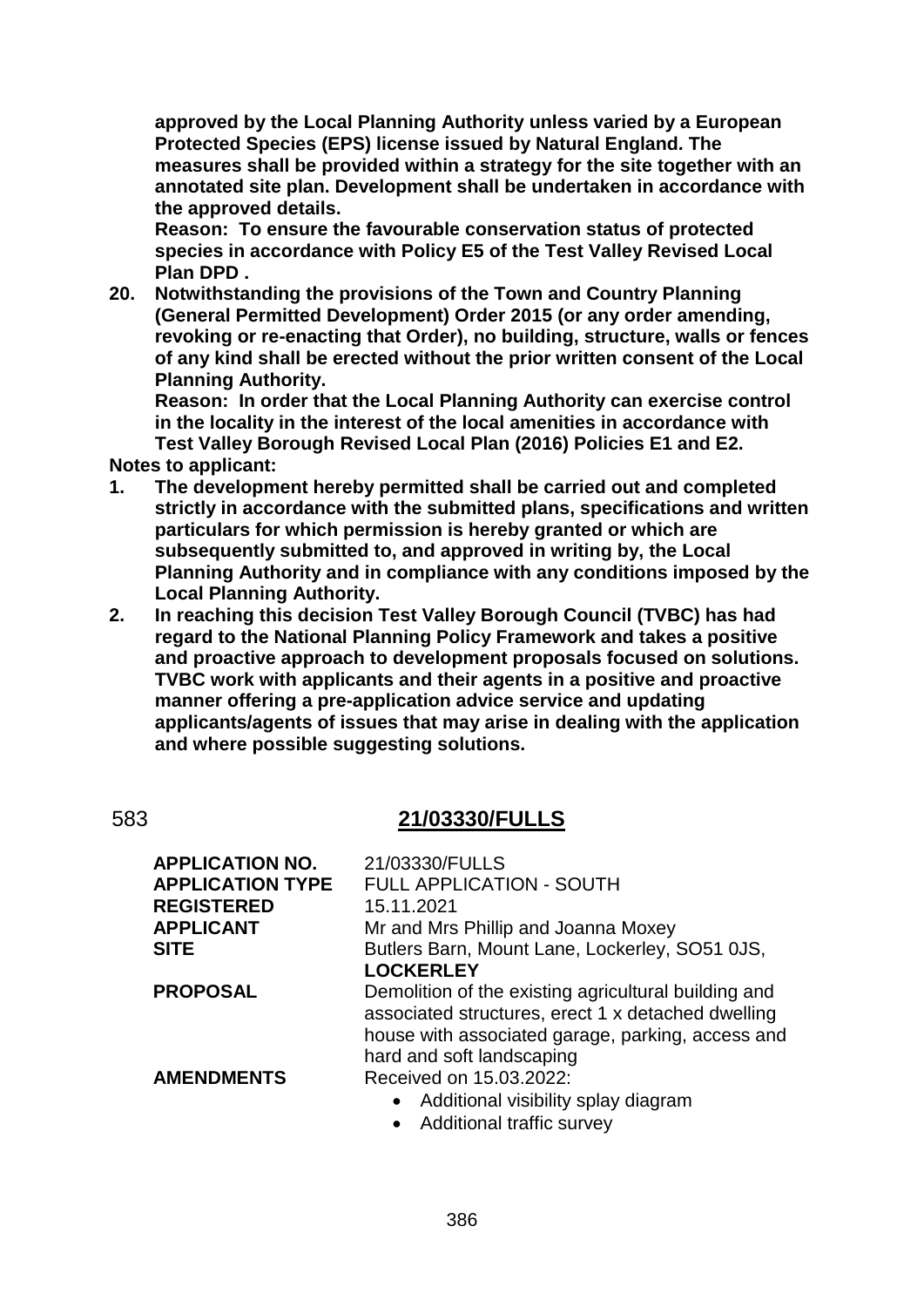**approved by the Local Planning Authority unless varied by a European Protected Species (EPS) license issued by Natural England. The measures shall be provided within a strategy for the site together with an annotated site plan. Development shall be undertaken in accordance with the approved details.**
**Reason: To ensure the favourable conservation status of protected species in accordance with Policy E5 of the Test Valley Revised Local Plan DPD .**

20. **Notwithstanding the provisions of the Town and Country Planning (General Permitted Development) Order 2015 (or any order amending, revoking or re-enacting that Order), no building, structure, walls or fences of any kind shall be erected without the prior written consent of the Local Planning Authority.**
**Reason: In order that the Local Planning Authority can exercise control in the locality in the interest of the local amenities in accordance with Test Valley Borough Revised Local Plan (2016) Policies E1 and E2.**

**Notes to applicant:**

1. **The development hereby permitted shall be carried out and completed strictly in accordance with the submitted plans, specifications and written particulars for which permission is hereby granted or which are subsequently submitted to, and approved in writing by, the Local Planning Authority and in compliance with any conditions imposed by the Local Planning Authority.**
2. **In reaching this decision Test Valley Borough Council (TVBC) has had regard to the National Planning Policy Framework and takes a positive and proactive approach to development proposals focused on solutions. TVBC work with applicants and their agents in a positive and proactive manner offering a pre-application advice service and updating applicants/agents of issues that may arise in dealing with the application and where possible suggesting solutions.**

583

## 21/03330/FULLS

| | |
|---|---|
| **APPLICATION NO.** | 21/03330/FULLS |
| **APPLICATION TYPE** | FULL APPLICATION - SOUTH |
| **REGISTERED** | 15.11.2021 |
| **APPLICANT** | Mr and Mrs Phillip and Joanna Moxey |
| **SITE** | Butlers Barn, Mount Lane, Lockerley, SO51 0JS, **LOCKERLEY** |
| **PROPOSAL** | Demolition of the existing agricultural building and associated structures, erect 1 x detached dwelling house with associated garage, parking, access and hard and soft landscaping |
| **AMENDMENTS** | Received on 15.03.2022: <br>• Additional visibility splay diagram <br>• Additional traffic survey |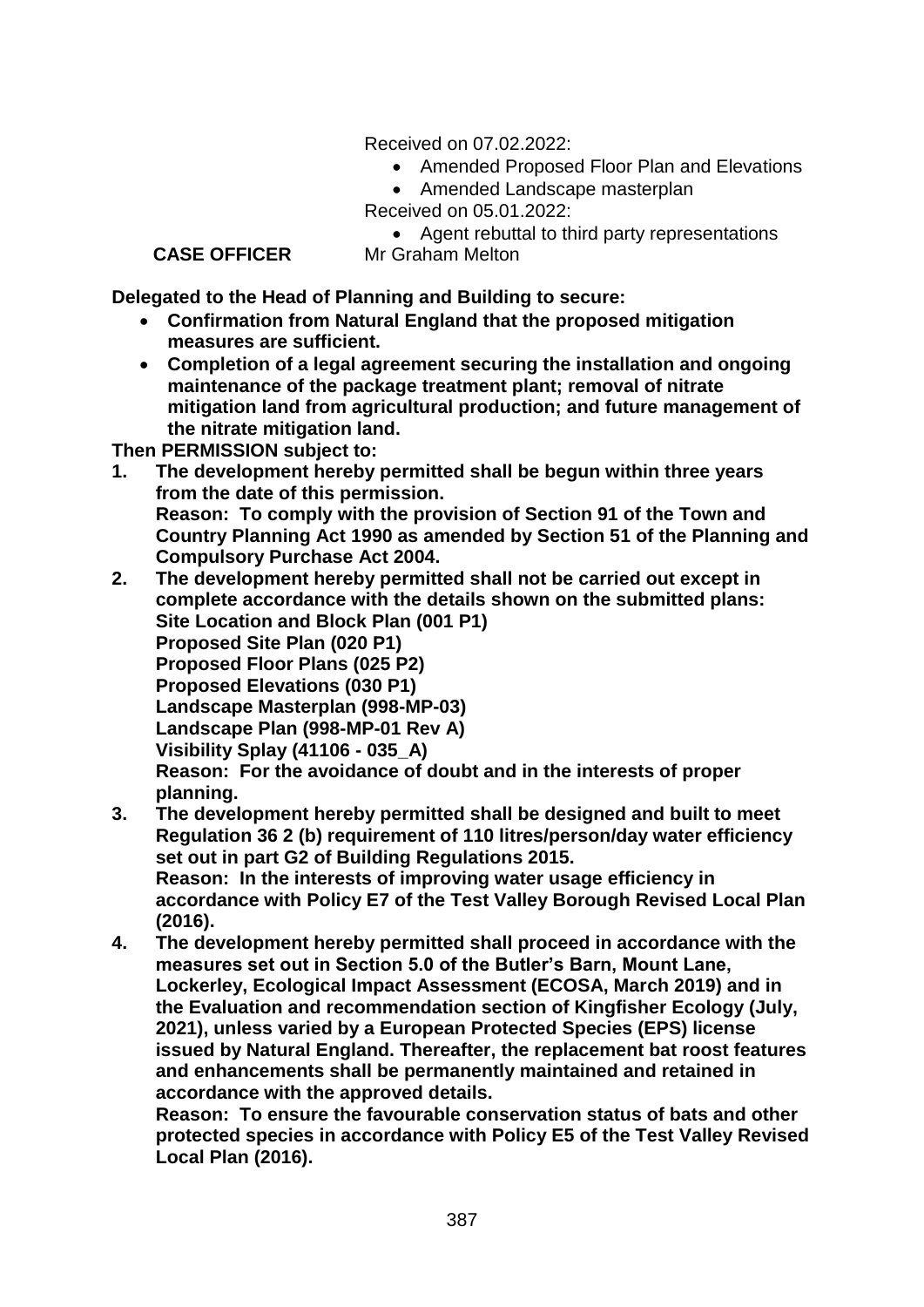Received on 07.02.2022:

- Amended Proposed Floor Plan and Elevations
- Amended Landscape masterplan

Received on 05.01.2022:

- Agent rebuttal to third party representations

**CASE OFFICER** Mr Graham Melton

**Delegated to the Head of Planning and Building to secure:**

- **Confirmation from Natural England that the proposed mitigation measures are sufficient.**
- **Completion of a legal agreement securing the installation and ongoing maintenance of the package treatment plant; removal of nitrate mitigation land from agricultural production; and future management of the nitrate mitigation land.**

**Then PERMISSION subject to:**

1. **The development hereby permitted shall be begun within three years from the date of this permission.**
   **Reason: To comply with the provision of Section 91 of the Town and Country Planning Act 1990 as amended by Section 51 of the Planning and Compulsory Purchase Act 2004.**
2. **The development hereby permitted shall not be carried out except in complete accordance with the details shown on the submitted plans:**
   **Site Location and Block Plan (001 P1)**
   **Proposed Site Plan (020 P1)**
   **Proposed Floor Plans (025 P2)**
   **Proposed Elevations (030 P1)**
   **Landscape Masterplan (998-MP-03)**
   **Landscape Plan (998-MP-01 Rev A)**
   **Visibility Splay (41106 - 035_A)**
   **Reason: For the avoidance of doubt and in the interests of proper planning.**
3. **The development hereby permitted shall be designed and built to meet Regulation 36 2 (b) requirement of 110 litres/person/day water efficiency set out in part G2 of Building Regulations 2015.**
   **Reason: In the interests of improving water usage efficiency in accordance with Policy E7 of the Test Valley Borough Revised Local Plan (2016).**
4. **The development hereby permitted shall proceed in accordance with the measures set out in Section 5.0 of the Butler's Barn, Mount Lane, Lockerley, Ecological Impact Assessment (ECOSA, March 2019) and in the Evaluation and recommendation section of Kingfisher Ecology (July, 2021), unless varied by a European Protected Species (EPS) license issued by Natural England. Thereafter, the replacement bat roost features and enhancements shall be permanently maintained and retained in accordance with the approved details.**
   **Reason: To ensure the favourable conservation status of bats and other protected species in accordance with Policy E5 of the Test Valley Revised Local Plan (2016).**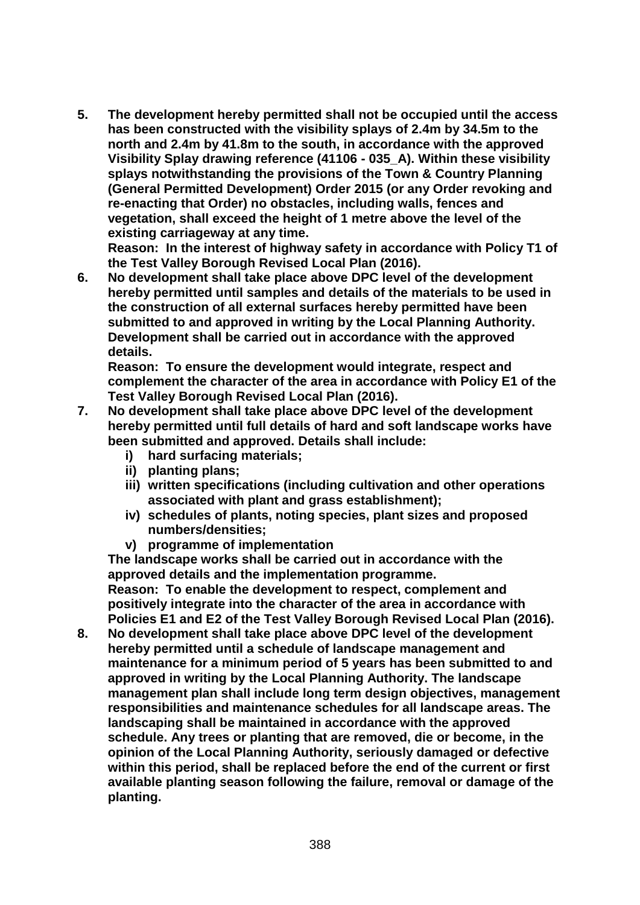5. **The development hereby permitted shall not be occupied until the access has been constructed with the visibility splays of 2.4m by 34.5m to the north and 2.4m by 41.8m to the south, in accordance with the approved Visibility Splay drawing reference (41106 - 035_A). Within these visibility splays notwithstanding the provisions of the Town & Country Planning (General Permitted Development) Order 2015 (or any Order revoking and re-enacting that Order) no obstacles, including walls, fences and vegetation, shall exceed the height of 1 metre above the level of the existing carriageway at any time.**
   **Reason: In the interest of highway safety in accordance with Policy T1 of the Test Valley Borough Revised Local Plan (2016).**
6. **No development shall take place above DPC level of the development hereby permitted until samples and details of the materials to be used in the construction of all external surfaces hereby permitted have been submitted to and approved in writing by the Local Planning Authority. Development shall be carried out in accordance with the approved details.**
   **Reason: To ensure the development would integrate, respect and complement the character of the area in accordance with Policy E1 of the Test Valley Borough Revised Local Plan (2016).**
7. **No development shall take place above DPC level of the development hereby permitted until full details of hard and soft landscape works have been submitted and approved. Details shall include:**
   - **i) hard surfacing materials;**
   - **ii) planting plans;**
   - **iii) written specifications (including cultivation and other operations associated with plant and grass establishment);**
   - **iv) schedules of plants, noting species, plant sizes and proposed numbers/densities;**
   - **v) programme of implementation**

   **The landscape works shall be carried out in accordance with the approved details and the implementation programme.**
   **Reason: To enable the development to respect, complement and positively integrate into the character of the area in accordance with Policies E1 and E2 of the Test Valley Borough Revised Local Plan (2016).**
8. **No development shall take place above DPC level of the development hereby permitted until a schedule of landscape management and maintenance for a minimum period of 5 years has been submitted to and approved in writing by the Local Planning Authority. The landscape management plan shall include long term design objectives, management responsibilities and maintenance schedules for all landscape areas. The landscaping shall be maintained in accordance with the approved schedule. Any trees or planting that are removed, die or become, in the opinion of the Local Planning Authority, seriously damaged or defective within this period, shall be replaced before the end of the current or first available planting season following the failure, removal or damage of the planting.**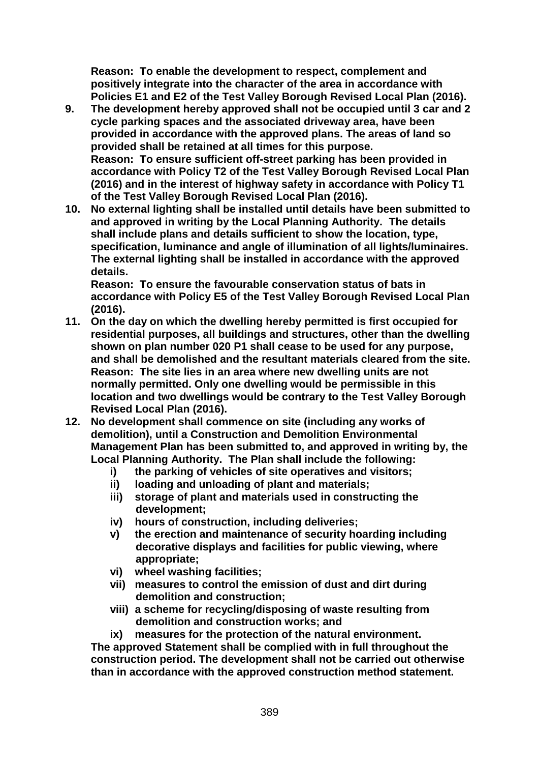**Reason: To enable the development to respect, complement and positively integrate into the character of the area in accordance with Policies E1 and E2 of the Test Valley Borough Revised Local Plan (2016).**

9. **The development hereby approved shall not be occupied until 3 car and 2 cycle parking spaces and the associated driveway area, have been provided in accordance with the approved plans. The areas of land so provided shall be retained at all times for this purpose.**
   **Reason: To ensure sufficient off-street parking has been provided in accordance with Policy T2 of the Test Valley Borough Revised Local Plan (2016) and in the interest of highway safety in accordance with Policy T1 of the Test Valley Borough Revised Local Plan (2016).**
10. **No external lighting shall be installed until details have been submitted to and approved in writing by the Local Planning Authority. The details shall include plans and details sufficient to show the location, type, specification, luminance and angle of illumination of all lights/luminaires. The external lighting shall be installed in accordance with the approved details.**
    **Reason: To ensure the favourable conservation status of bats in accordance with Policy E5 of the Test Valley Borough Revised Local Plan (2016).**
11. **On the day on which the dwelling hereby permitted is first occupied for residential purposes, all buildings and structures, other than the dwelling shown on plan number 020 P1 shall cease to be used for any purpose, and shall be demolished and the resultant materials cleared from the site.**
    **Reason: The site lies in an area where new dwelling units are not normally permitted. Only one dwelling would be permissible in this location and two dwellings would be contrary to the Test Valley Borough Revised Local Plan (2016).**
12. **No development shall commence on site (including any works of demolition), until a Construction and Demolition Environmental Management Plan has been submitted to, and approved in writing by, the Local Planning Authority. The Plan shall include the following:**
    - **i) the parking of vehicles of site operatives and visitors;**
    - **ii) loading and unloading of plant and materials;**
    - **iii) storage of plant and materials used in constructing the development;**
    - **iv) hours of construction, including deliveries;**
    - **v) the erection and maintenance of security hoarding including decorative displays and facilities for public viewing, where appropriate;**
    - **vi) wheel washing facilities;**
    - **vii) measures to control the emission of dust and dirt during demolition and construction;**
    - **viii) a scheme for recycling/disposing of waste resulting from demolition and construction works; and**
    - **ix) measures for the protection of the natural environment.**

    **The approved Statement shall be complied with in full throughout the construction period. The development shall not be carried out otherwise than in accordance with the approved construction method statement.**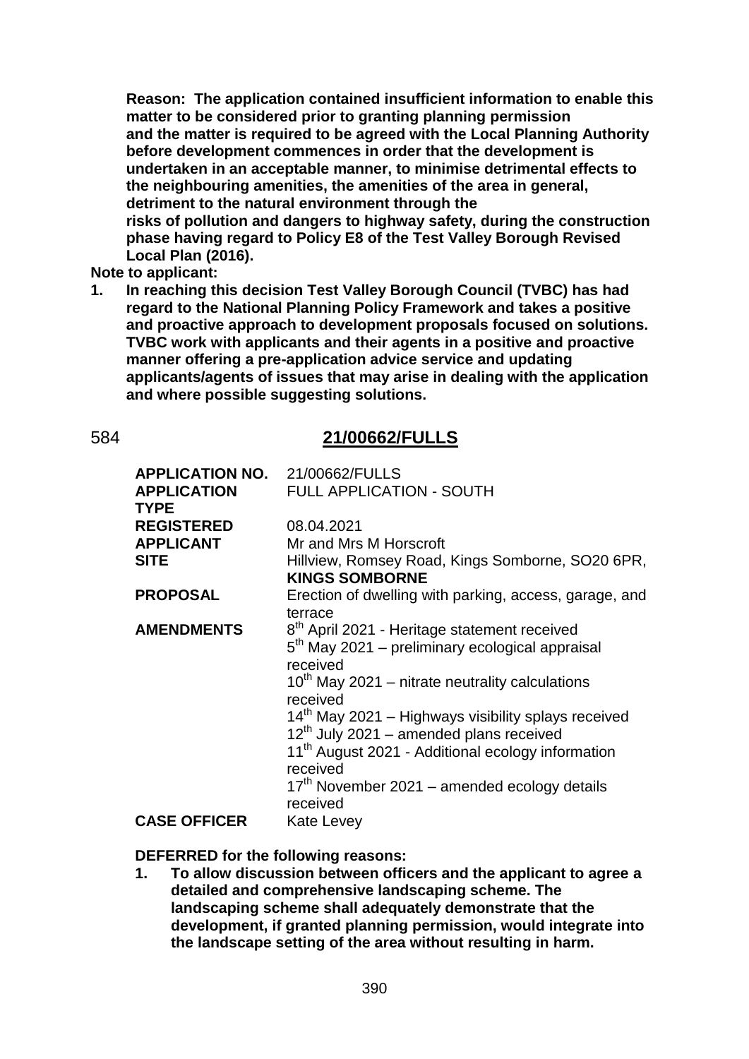**Reason: The application contained insufficient information to enable this matter to be considered prior to granting planning permission and the matter is required to be agreed with the Local Planning Authority before development commences in order that the development is undertaken in an acceptable manner, to minimise detrimental effects to the neighbouring amenities, the amenities of the area in general, detriment to the natural environment through the risks of pollution and dangers to highway safety, during the construction phase having regard to Policy E8 of the Test Valley Borough Revised Local Plan (2016).**

**Note to applicant:**

1. **In reaching this decision Test Valley Borough Council (TVBC) has had regard to the National Planning Policy Framework and takes a positive and proactive approach to development proposals focused on solutions. TVBC work with applicants and their agents in a positive and proactive manner offering a pre-application advice service and updating applicants/agents of issues that may arise in dealing with the application and where possible suggesting solutions.**

584 **21/00662/FULLS**

| | |
|---|---|
| **APPLICATION NO.** | 21/00662/FULLS |
| **APPLICATION TYPE** | FULL APPLICATION - SOUTH |
| **REGISTERED** | 08.04.2021 |
| **APPLICANT** | Mr and Mrs M Horscroft |
| **SITE** | Hillview, Romsey Road, Kings Somborne, SO20 6PR, **KINGS SOMBORNE** |
| **PROPOSAL** | Erection of dwelling with parking, access, garage, and terrace |
| **AMENDMENTS** | 8th April 2021 - Heritage statement received<br>5th May 2021 – preliminary ecological appraisal received<br>10th May 2021 – nitrate neutrality calculations received<br>14th May 2021 – Highways visibility splays received<br>12th July 2021 – amended plans received<br>11th August 2021 - Additional ecology information received<br>17th November 2021 – amended ecology details received |
| **CASE OFFICER** | Kate Levey |

**DEFERRED for the following reasons:**

1. **To allow discussion between officers and the applicant to agree a detailed and comprehensive landscaping scheme. The landscaping scheme shall adequately demonstrate that the development, if granted planning permission, would integrate into the landscape setting of the area without resulting in harm.**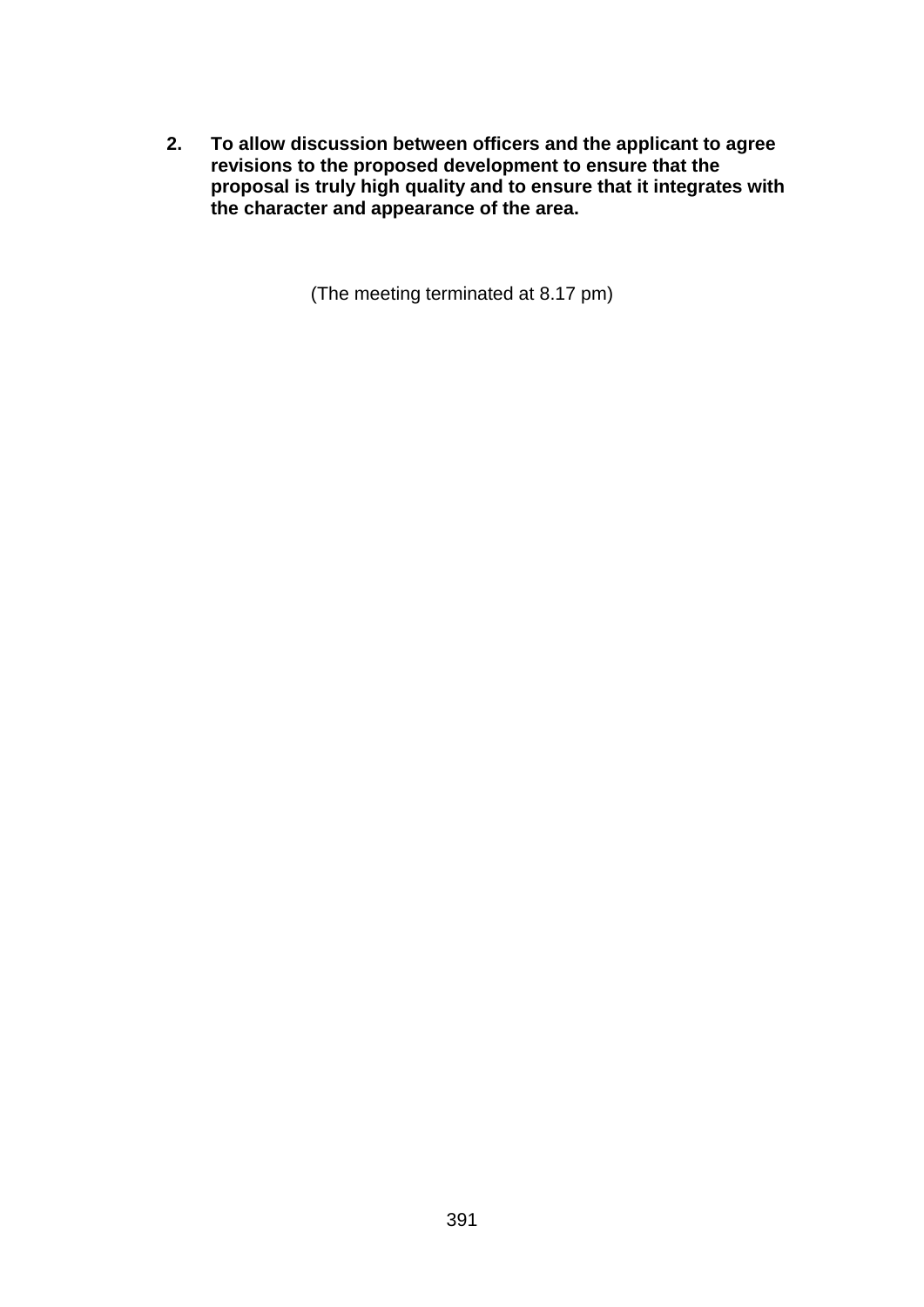2. **To allow discussion between officers and the applicant to agree revisions to the proposed development to ensure that the proposal is truly high quality and to ensure that it integrates with the character and appearance of the area.**

(The meeting terminated at 8.17 pm)